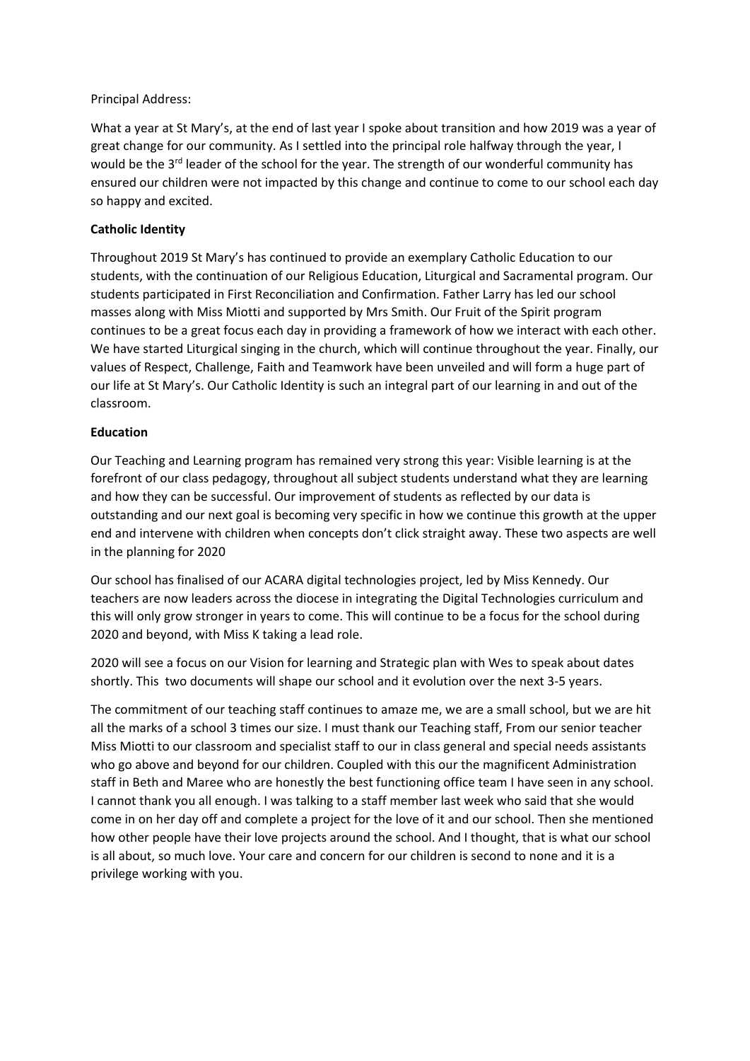Principal Address:

What a year at St Mary's, at the end of last year I spoke about transition and how 2019 was a year of great change for our community. As I settled into the principal role halfway through the year, I would be the 3rd leader of the school for the year. The strength of our wonderful community has ensured our children were not impacted by this change and continue to come to our school each day so happy and excited.

**Catholic Identity**

Throughout 2019 St Mary's has continued to provide an exemplary Catholic Education to our students, with the continuation of our Religious Education, Liturgical and Sacramental program. Our students participated in First Reconciliation and Confirmation. Father Larry has led our school masses along with Miss Miotti and supported by Mrs Smith. Our Fruit of the Spirit program continues to be a great focus each day in providing a framework of how we interact with each other. We have started Liturgical singing in the church, which will continue throughout the year. Finally, our values of Respect, Challenge, Faith and Teamwork have been unveiled and will form a huge part of our life at St Mary's. Our Catholic Identity is such an integral part of our learning in and out of the classroom.

**Education**

Our Teaching and Learning program has remained very strong this year: Visible learning is at the forefront of our class pedagogy, throughout all subject students understand what they are learning and how they can be successful. Our improvement of students as reflected by our data is outstanding and our next goal is becoming very specific in how we continue this growth at the upper end and intervene with children when concepts don't click straight away. These two aspects are well in the planning for 2020

Our school has finalised of our ACARA digital technologies project, led by Miss Kennedy. Our teachers are now leaders across the diocese in integrating the Digital Technologies curriculum and this will only grow stronger in years to come. This will continue to be a focus for the school during 2020 and beyond, with Miss K taking a lead role.

2020 will see a focus on our Vision for learning and Strategic plan with Wes to speak about dates shortly. This two documents will shape our school and it evolution over the next 3-5 years.

The commitment of our teaching staff continues to amaze me, we are a small school, but we are hit all the marks of a school 3 times our size. I must thank our Teaching staff, From our senior teacher Miss Miotti to our classroom and specialist staff to our in class general and special needs assistants who go above and beyond for our children. Coupled with this our the magnificent Administration staff in Beth and Maree who are honestly the best functioning office team I have seen in any school. I cannot thank you all enough. I was talking to a staff member last week who said that she would come in on her day off and complete a project for the love of it and our school. Then she mentioned how other people have their love projects around the school. And I thought, that is what our school is all about, so much love. Your care and concern for our children is second to none and it is a privilege working with you.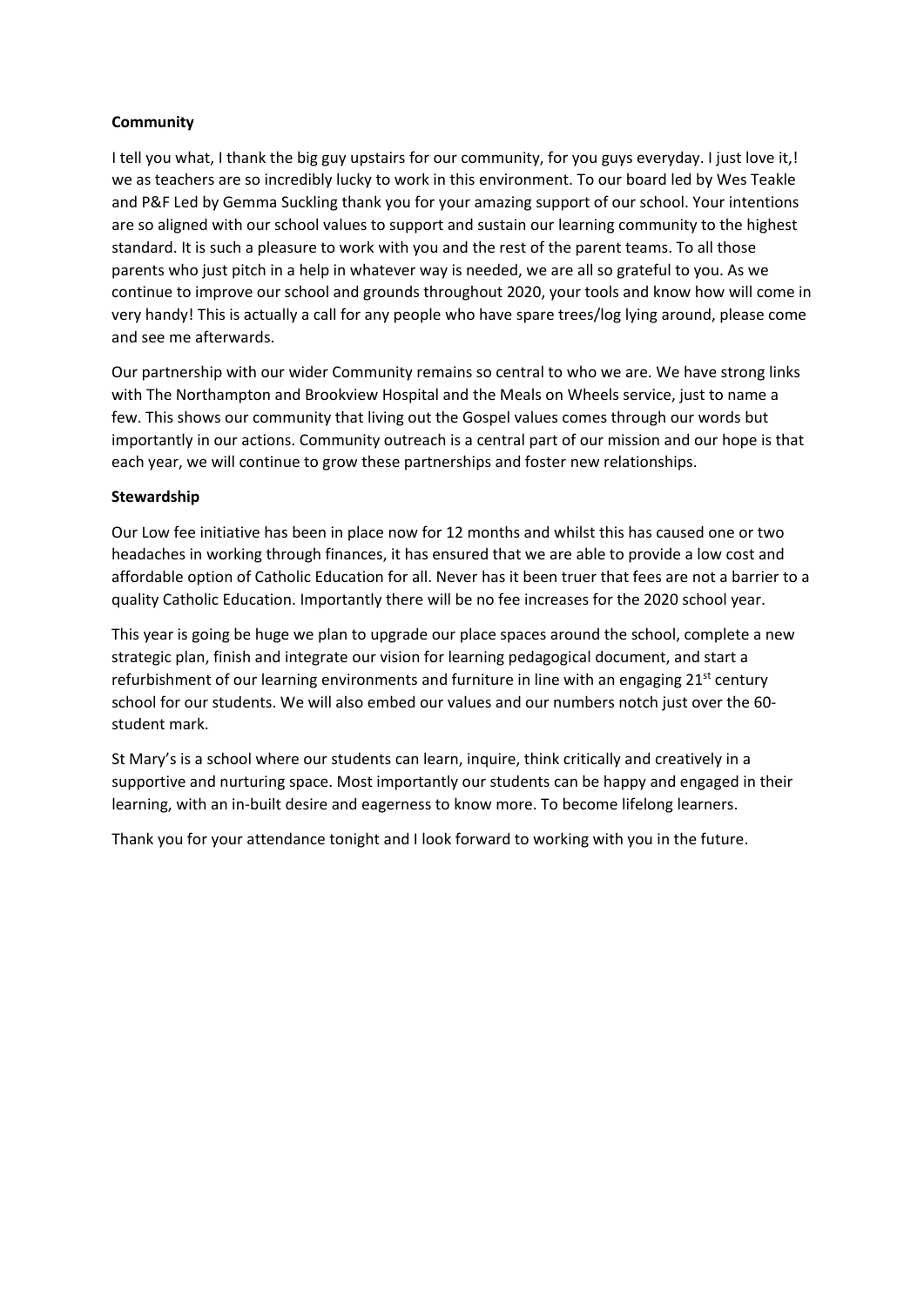**Community**

I tell you what, I thank the big guy upstairs for our community, for you guys everyday. I just love it,! we as teachers are so incredibly lucky to work in this environment. To our board led by Wes Teakle and P&F Led by Gemma Suckling thank you for your amazing support of our school. Your intentions are so aligned with our school values to support and sustain our learning community to the highest standard. It is such a pleasure to work with you and the rest of the parent teams. To all those parents who just pitch in a help in whatever way is needed, we are all so grateful to you. As we continue to improve our school and grounds throughout 2020, your tools and know how will come in very handy! This is actually a call for any people who have spare trees/log lying around, please come and see me afterwards.

Our partnership with our wider Community remains so central to who we are. We have strong links with The Northampton and Brookview Hospital and the Meals on Wheels service, just to name a few. This shows our community that living out the Gospel values comes through our words but importantly in our actions. Community outreach is a central part of our mission and our hope is that each year, we will continue to grow these partnerships and foster new relationships.

**Stewardship**

Our Low fee initiative has been in place now for 12 months and whilst this has caused one or two headaches in working through finances, it has ensured that we are able to provide a low cost and affordable option of Catholic Education for all. Never has it been truer that fees are not a barrier to a quality Catholic Education. Importantly there will be no fee increases for the 2020 school year.

This year is going be huge we plan to upgrade our place spaces around the school, complete a new strategic plan, finish and integrate our vision for learning pedagogical document, and start a refurbishment of our learning environments and furniture in line with an engaging 21st century school for our students. We will also embed our values and our numbers notch just over the 60-student mark.

St Mary's is a school where our students can learn, inquire, think critically and creatively in a supportive and nurturing space. Most importantly our students can be happy and engaged in their learning, with an in-built desire and eagerness to know more. To become lifelong learners.

Thank you for your attendance tonight and I look forward to working with you in the future.